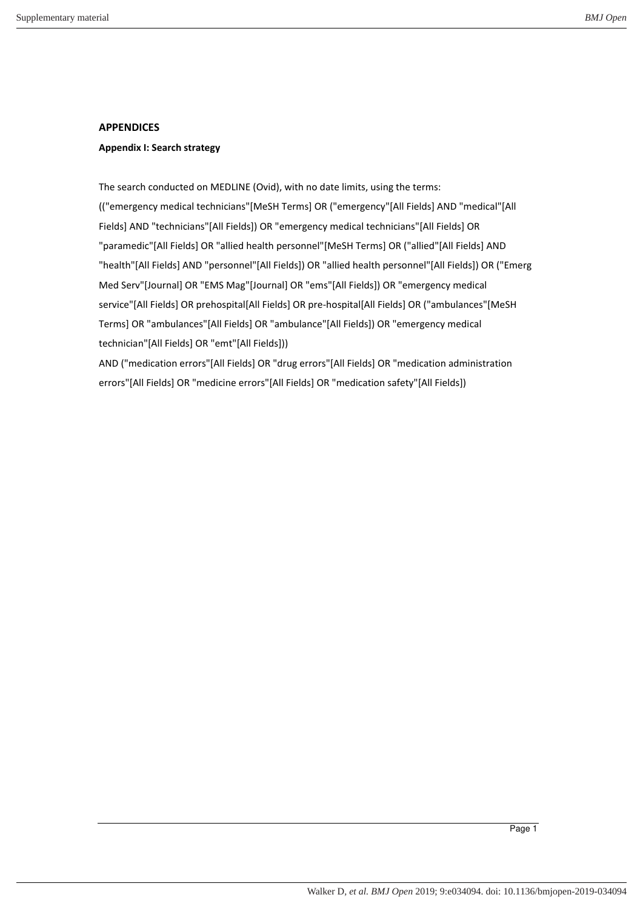## APPENDICES

### Appendix I: Search strategy

The search conducted on MEDLINE (Ovid), with no date limits, using the terms:

(("emergency medical technicians"[MeSH Terms] OR ("emergency"[All Fields] AND "medical"[All Fields] AND "technicians"[All Fields]) OR "emergency medical technicians"[All Fields] OR "paramedic"[All Fields] OR "allied health personnel"[MeSH Terms] OR ("allied"[All Fields] AND "health"[All Fields] AND "personnel"[All Fields]) OR "allied health personnel"[All Fields]) OR ("Emerg Med Serv"[Journal] OR "EMS Mag"[Journal] OR "ems"[All Fields]) OR "emergency medical service"[All Fields] OR prehospital[All Fields] OR pre-hospital[All Fields] OR ("ambulances"[MeSH Terms] OR "ambulances"[All Fields] OR "ambulance"[All Fields]) OR "emergency medical technician"[All Fields] OR "emt"[All Fields]))

AND ("medication errors"[All Fields] OR "drug errors"[All Fields] OR "medication administration errors"[All Fields] OR "medicine errors"[All Fields] OR "medication safety"[All Fields])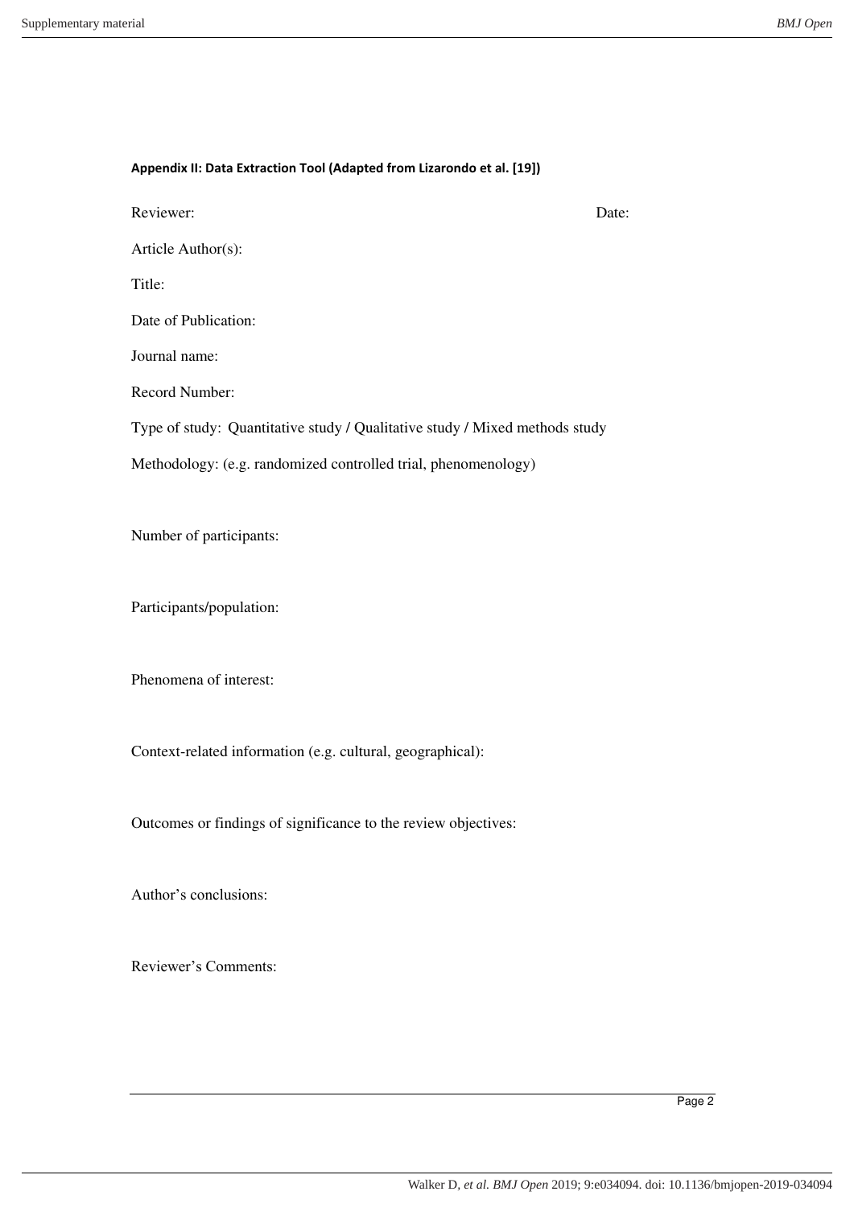**Appendix II: Data Extraction Tool (Adapted from Lizarondo et al. [19])**

Reviewer: Date:

Article Author(s):

Title:

Date of Publication:

Journal name:

Record Number:

Type of study: Quantitative study / Qualitative study / Mixed methods study

Methodology: (e.g. randomized controlled trial, phenomenology)

Number of participants:

Participants/population:

Phenomena of interest:

Context-related information (e.g. cultural, geographical):

Outcomes or findings of significance to the review objectives:

Author's conclusions:

Reviewer's Comments: